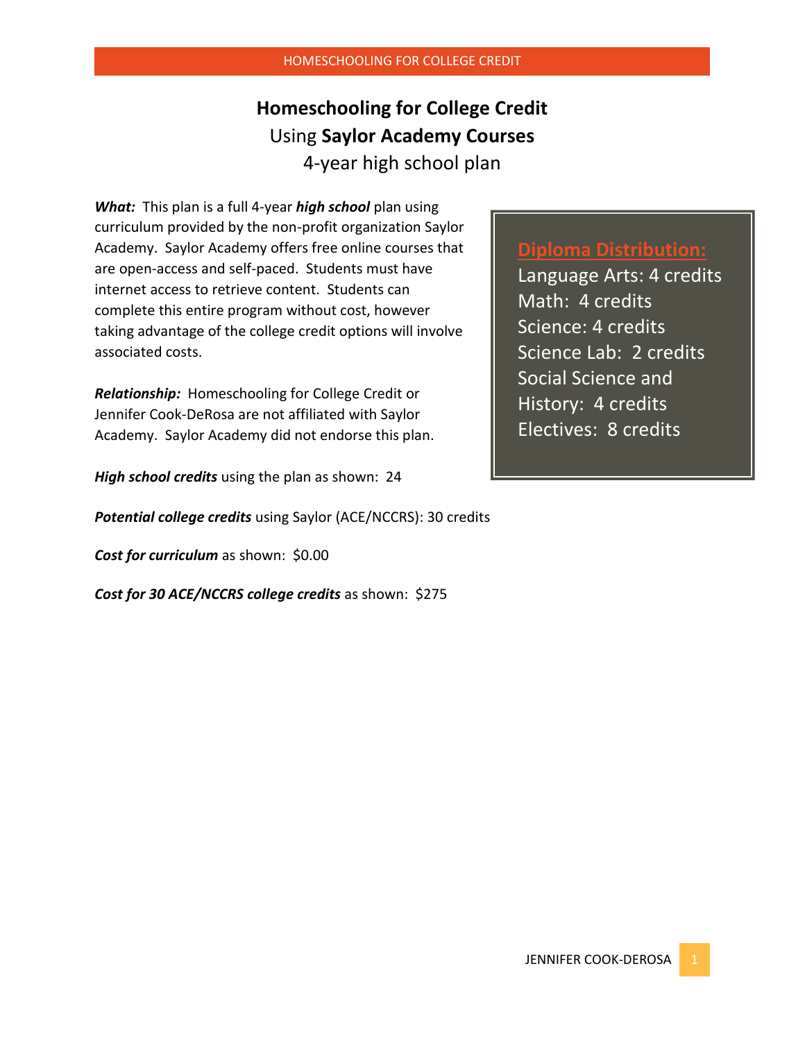# Homeschooling for College Credit

## Using **Saylor Academy Courses**

### 4-year high school plan

***What:*** This plan is a full 4-year ***high school*** plan using curriculum provided by the non-profit organization Saylor Academy. Saylor Academy offers free online courses that are open-access and self-paced. Students must have internet access to retrieve content. Students can complete this entire program without cost, however taking advantage of the college credit options will involve associated costs.

***Relationship:*** Homeschooling for College Credit or Jennifer Cook-DeRosa are not affiliated with Saylor Academy. Saylor Academy did not endorse this plan.

***High school credits*** using the plan as shown: 24

***Potential college credits*** using Saylor (ACE/NCCRS): 30 credits

***Cost for curriculum*** as shown: $0.00

***Cost for 30 ACE/NCCRS college credits*** as shown: $275

**Diploma Distribution:**

Language Arts: 4 credits
Math: 4 credits
Science: 4 credits
Science Lab: 2 credits
Social Science and History: 4 credits
Electives: 8 credits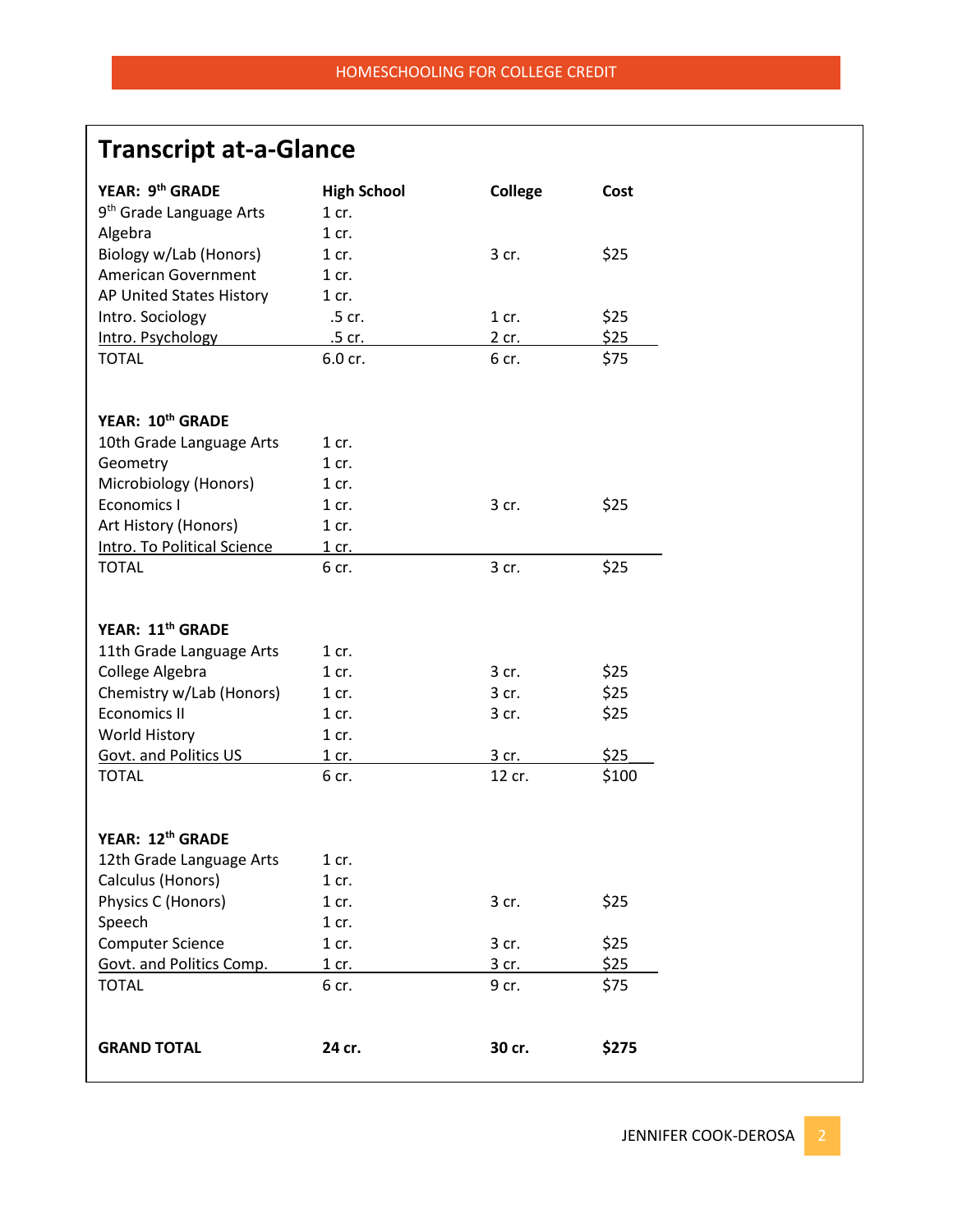## Transcript at-a-Glance

| YEAR: 9th GRADE | High School | College | Cost |
|---|---|---|---|
| 9th Grade Language Arts | 1 cr. | | |
| Algebra | 1 cr. | | |
| Biology w/Lab (Honors) | 1 cr. | 3 cr. | $25 |
| American Government | 1 cr. | | |
| AP United States History | 1 cr. | | |
| Intro. Sociology | .5 cr. | 1 cr. | $25 |
| Intro. Psychology | .5 cr. | 2 cr. | $25 |
| TOTAL | 6.0 cr. | 6 cr. | $75 |

| YEAR: 10th GRADE | | | |
|---|---|---|---|
| 10th Grade Language Arts | 1 cr. | | |
| Geometry | 1 cr. | | |
| Microbiology (Honors) | 1 cr. | | |
| Economics I | 1 cr. | 3 cr. | $25 |
| Art History (Honors) | 1 cr. | | |
| Intro. To Political Science | 1 cr. | | |
| TOTAL | 6 cr. | 3 cr. | $25 |

| YEAR: 11th GRADE | | | |
|---|---|---|---|
| 11th Grade Language Arts | 1 cr. | | |
| College Algebra | 1 cr. | 3 cr. | $25 |
| Chemistry w/Lab (Honors) | 1 cr. | 3 cr. | $25 |
| Economics II | 1 cr. | 3 cr. | $25 |
| World History | 1 cr. | | |
| Govt. and Politics US | 1 cr. | 3 cr. | $25 |
| TOTAL | 6 cr. | 12 cr. | $100 |

| YEAR: 12th GRADE | | | |
|---|---|---|---|
| 12th Grade Language Arts | 1 cr. | | |
| Calculus (Honors) | 1 cr. | | |
| Physics C (Honors) | 1 cr. | 3 cr. | $25 |
| Speech | 1 cr. | | |
| Computer Science | 1 cr. | 3 cr. | $25 |
| Govt. and Politics Comp. | 1 cr. | 3 cr. | $25 |
| TOTAL | 6 cr. | 9 cr. | $75 |

| **GRAND TOTAL** | **24 cr.** | **30 cr.** | **$275** |
|---|---|---|---|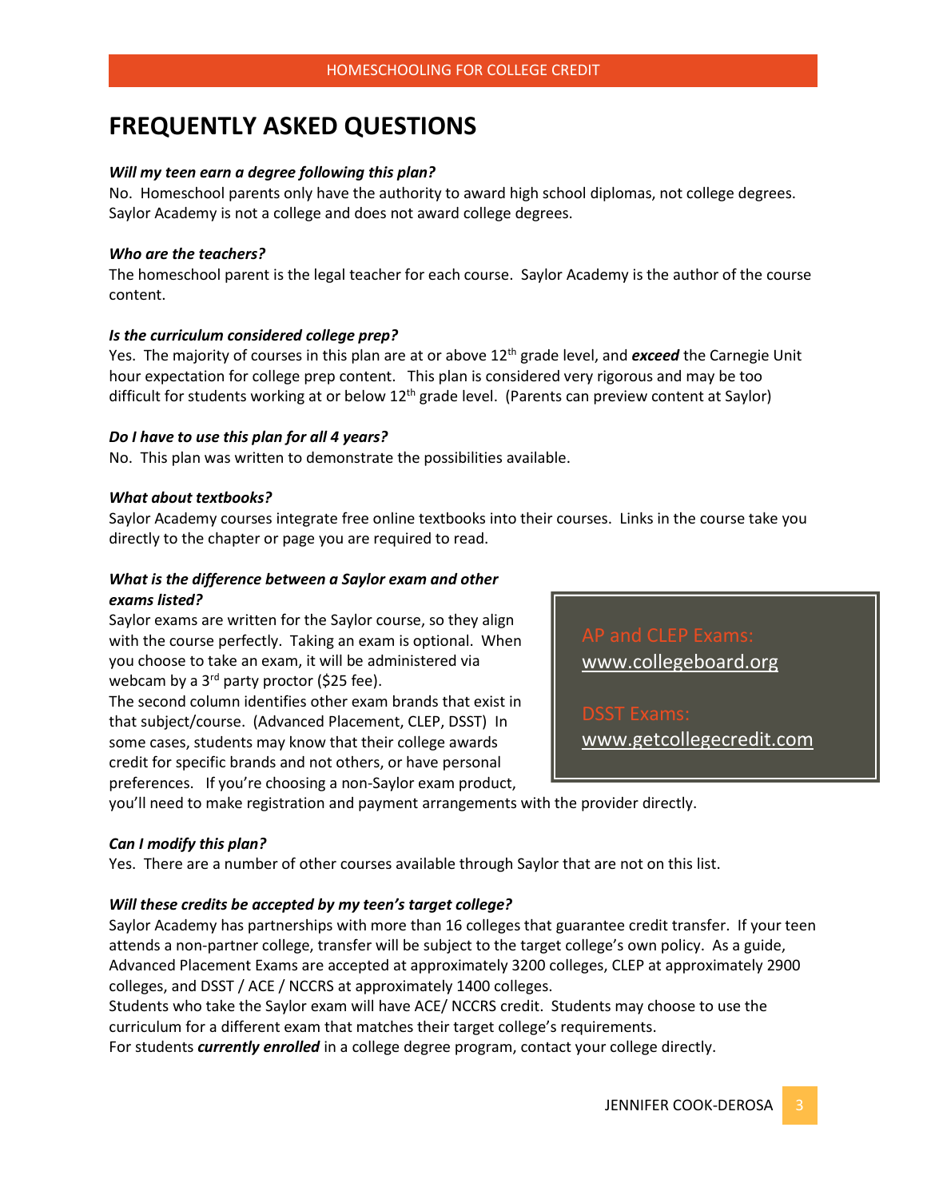# FREQUENTLY ASKED QUESTIONS

***Will my teen earn a degree following this plan?***
No. Homeschool parents only have the authority to award high school diplomas, not college degrees. Saylor Academy is not a college and does not award college degrees.

***Who are the teachers?***
The homeschool parent is the legal teacher for each course. Saylor Academy is the author of the course content.

***Is the curriculum considered college prep?***
Yes. The majority of courses in this plan are at or above 12th grade level, and ***exceed*** the Carnegie Unit hour expectation for college prep content. This plan is considered very rigorous and may be too difficult for students working at or below 12th grade level. (Parents can preview content at Saylor)

***Do I have to use this plan for all 4 years?***
No. This plan was written to demonstrate the possibilities available.

***What about textbooks?***
Saylor Academy courses integrate free online textbooks into their courses. Links in the course take you directly to the chapter or page you are required to read.

***What is the difference between a Saylor exam and other exams listed?***
Saylor exams are written for the Saylor course, so they align with the course perfectly. Taking an exam is optional. When you choose to take an exam, it will be administered via webcam by a 3rd party proctor ($25 fee).
The second column identifies other exam brands that exist in that subject/course. (Advanced Placement, CLEP, DSST) In some cases, students may know that their college awards credit for specific brands and not others, or have personal preferences. If you're choosing a non-Saylor exam product, you'll need to make registration and payment arrangements with the provider directly.

> AP and CLEP Exams:
> www.collegeboard.org
>
> DSST Exams:
> www.getcollegecredit.com

***Can I modify this plan?***
Yes. There are a number of other courses available through Saylor that are not on this list.

***Will these credits be accepted by my teen's target college?***
Saylor Academy has partnerships with more than 16 colleges that guarantee credit transfer. If your teen attends a non-partner college, transfer will be subject to the target college's own policy. As a guide, Advanced Placement Exams are accepted at approximately 3200 colleges, CLEP at approximately 2900 colleges, and DSST / ACE / NCCRS at approximately 1400 colleges.
Students who take the Saylor exam will have ACE/ NCCRS credit. Students may choose to use the curriculum for a different exam that matches their target college's requirements.
For students ***currently enrolled*** in a college degree program, contact your college directly.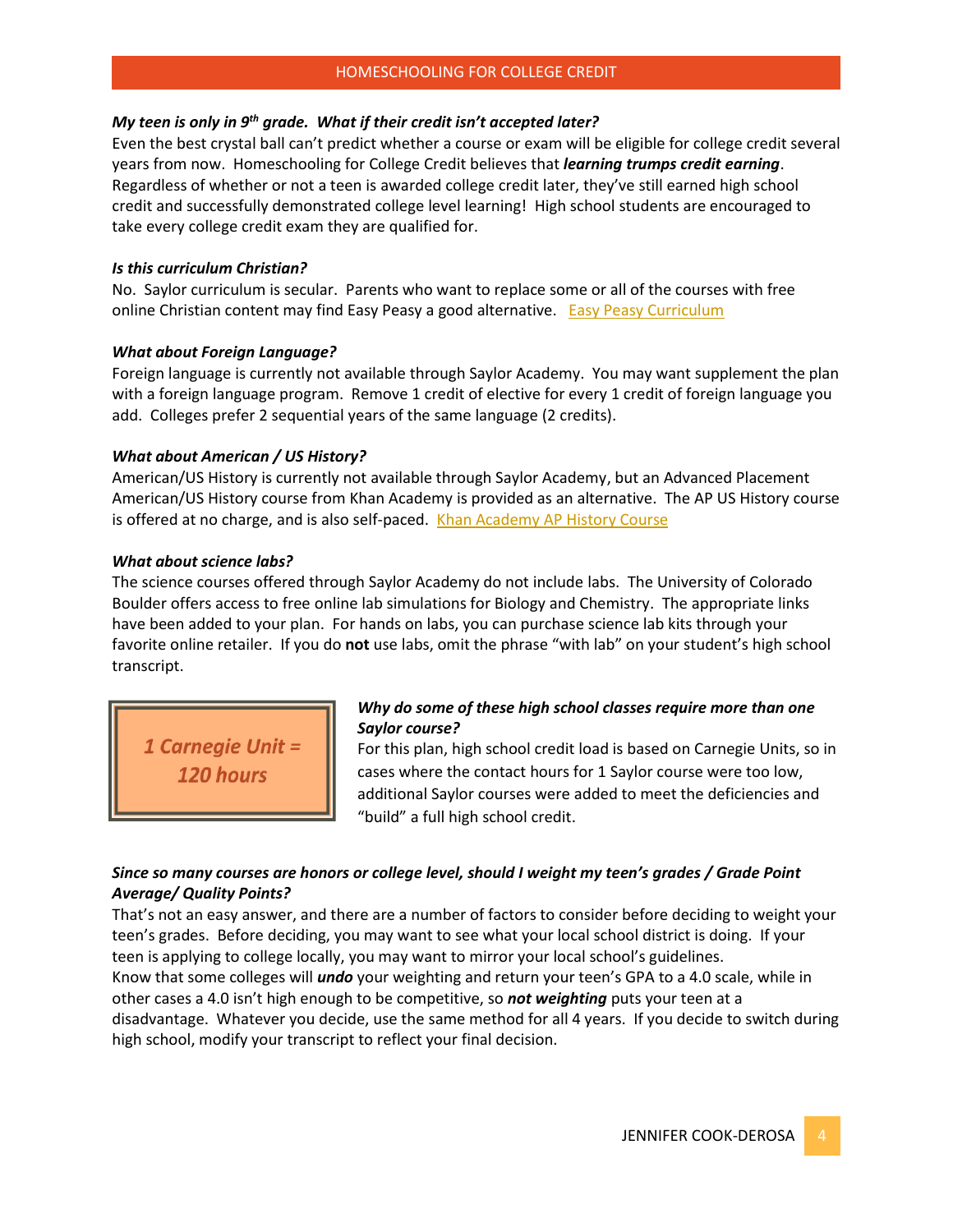### *My teen is only in 9th grade. What if their credit isn't accepted later?*

Even the best crystal ball can't predict whether a course or exam will be eligible for college credit several years from now. Homeschooling for College Credit believes that ***learning trumps credit earning***. Regardless of whether or not a teen is awarded college credit later, they've still earned high school credit and successfully demonstrated college level learning! High school students are encouraged to take every college credit exam they are qualified for.

### *Is this curriculum Christian?*

No. Saylor curriculum is secular. Parents who want to replace some or all of the courses with free online Christian content may find Easy Peasy a good alternative. Easy Peasy Curriculum

### *What about Foreign Language?*

Foreign language is currently not available through Saylor Academy. You may want supplement the plan with a foreign language program. Remove 1 credit of elective for every 1 credit of foreign language you add. Colleges prefer 2 sequential years of the same language (2 credits).

### *What about American / US History?*

American/US History is currently not available through Saylor Academy, but an Advanced Placement American/US History course from Khan Academy is provided as an alternative. The AP US History course is offered at no charge, and is also self-paced. Khan Academy AP History Course

### *What about science labs?*

The science courses offered through Saylor Academy do not include labs. The University of Colorado Boulder offers access to free online lab simulations for Biology and Chemistry. The appropriate links have been added to your plan. For hands on labs, you can purchase science lab kits through your favorite online retailer. If you do **not** use labs, omit the phrase "with lab" on your student's high school transcript.

***1 Carnegie Unit = 120 hours***

### *Why do some of these high school classes require more than one Saylor course?*

For this plan, high school credit load is based on Carnegie Units, so in cases where the contact hours for 1 Saylor course were too low, additional Saylor courses were added to meet the deficiencies and "build" a full high school credit.

### *Since so many courses are honors or college level, should I weight my teen's grades / Grade Point Average/ Quality Points?*

That's not an easy answer, and there are a number of factors to consider before deciding to weight your teen's grades. Before deciding, you may want to see what your local school district is doing. If your teen is applying to college locally, you may want to mirror your local school's guidelines.
Know that some colleges will ***undo*** your weighting and return your teen's GPA to a 4.0 scale, while in other cases a 4.0 isn't high enough to be competitive, so ***not weighting*** puts your teen at a disadvantage. Whatever you decide, use the same method for all 4 years. If you decide to switch during high school, modify your transcript to reflect your final decision.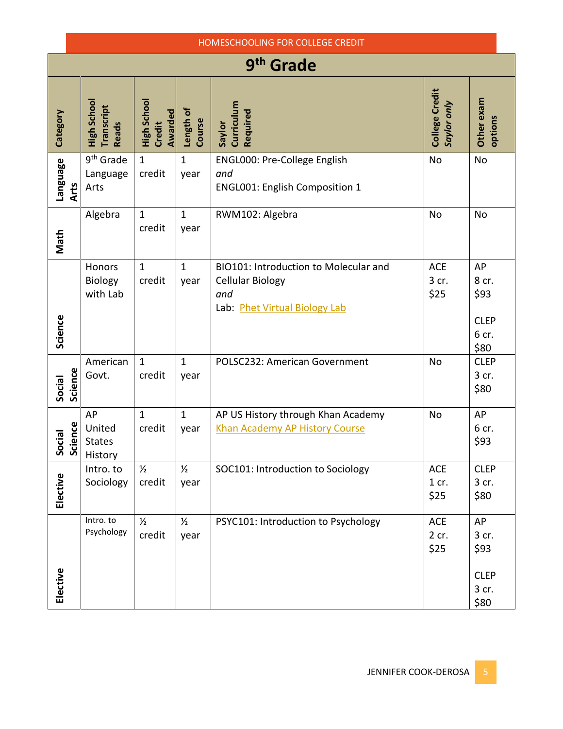# 9th Grade

| Category | High School Transcript Reads | High School Credit Awarded | Length of Course | Saylor Curriculum Required | College Credit *Saylor only* | Other exam options |
|---|---|---|---|---|---|---|
| Language Arts | 9th Grade Language Arts | 1 credit | 1 year | ENGL000: Pre-College English *and* ENGL001: English Composition 1 | No | No |
| Math | Algebra | 1 credit | 1 year | RWM102: Algebra | No | No |
| Science | Honors Biology with Lab | 1 credit | 1 year | BIO101: Introduction to Molecular and Cellular Biology *and* Lab: Phet Virtual Biology Lab | ACE 3 cr. $25 | AP 8 cr. $93<br><br>CLEP 6 cr. $80 |
| Social Science | American Govt. | 1 credit | 1 year | POLSC232: American Government | No | CLEP 3 cr. $80 |
| Social Science | AP United States History | 1 credit | 1 year | AP US History through Khan Academy Khan Academy AP History Course | No | AP 6 cr. $93 |
| Elective | Intro. to Sociology | ½ credit | ½ year | SOC101: Introduction to Sociology | ACE 1 cr. $25 | CLEP 3 cr. $80 |
| Elective | Intro. to Psychology | ½ credit | ½ year | PSYC101: Introduction to Psychology | ACE 2 cr. $25 | AP 3 cr. $93<br><br>CLEP 3 cr. $80 |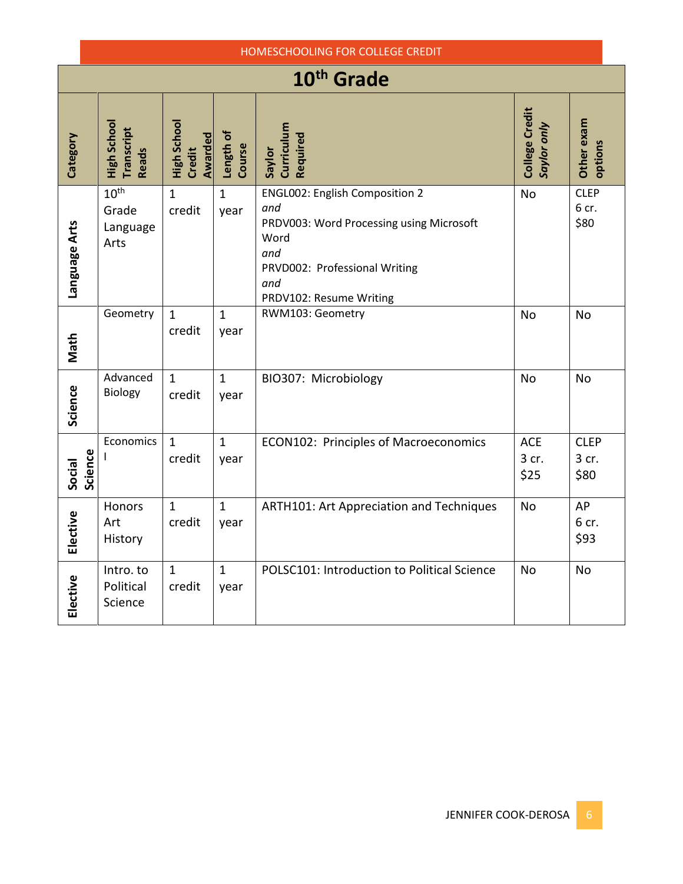# 10th Grade

| Category | High School Transcript Reads | High School Credit Awarded | Length of Course | Saylor Curriculum Required | College Credit *Saylor only* | Other exam options |
|---|---|---|---|---|---|---|
| Language Arts | 10th Grade Language Arts | 1 credit | 1 year | ENGL002: English Composition 2 *and* PRDV003: Word Processing using Microsoft Word *and* PRVD002: Professional Writing *and* PRDV102: Resume Writing | No | CLEP 6 cr. $80 |
| Math | Geometry | 1 credit | 1 year | RWM103: Geometry | No | No |
| Science | Advanced Biology | 1 credit | 1 year | BIO307: Microbiology | No | No |
| Social Science | Economics I | 1 credit | 1 year | ECON102: Principles of Macroeconomics | ACE 3 cr. $25 | CLEP 3 cr. $80 |
| Elective | Honors Art History | 1 credit | 1 year | ARTH101: Art Appreciation and Techniques | No | AP 6 cr. $93 |
| Elective | Intro. to Political Science | 1 credit | 1 year | POLSC101: Introduction to Political Science | No | No |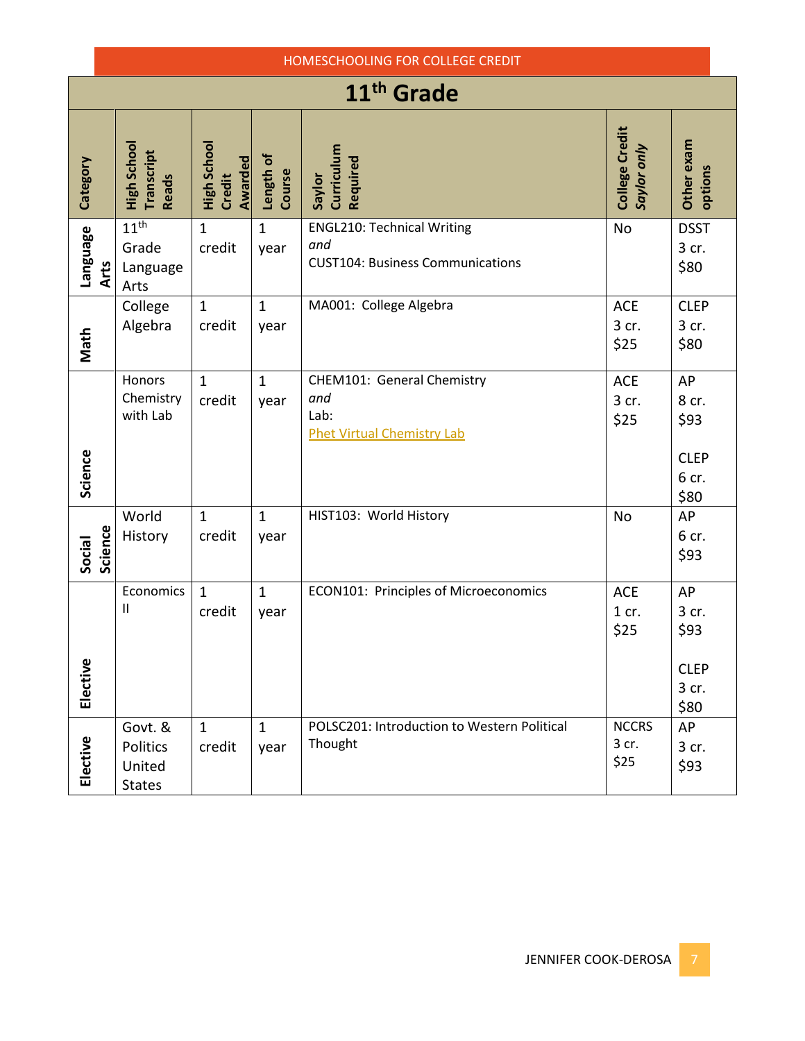## 11th Grade

| Category | High School Transcript Reads | High School Credit Awarded | Length of Course | Saylor Curriculum Required | College Credit *Saylor only* | Other exam options |
|---|---|---|---|---|---|---|
| Language Arts | 11th Grade Language Arts | 1 credit | 1 year | ENGL210: Technical Writing *and* CUST104: Business Communications | No | DSST 3 cr. $80 |
| Math | College Algebra | 1 credit | 1 year | MA001: College Algebra | ACE 3 cr. $25 | CLEP 3 cr. $80 |
| Science | Honors Chemistry with Lab | 1 credit | 1 year | CHEM101: General Chemistry *and* Lab: Phet Virtual Chemistry Lab | ACE 3 cr. $25 | AP 8 cr. $93<br><br>CLEP 6 cr. $80 |
| Social Science | World History | 1 credit | 1 year | HIST103: World History | No | AP 6 cr. $93 |
| Elective | Economics II | 1 credit | 1 year | ECON101: Principles of Microeconomics | ACE 1 cr. $25 | AP 3 cr. $93<br><br>CLEP 3 cr. $80 |
| Elective | Govt. & Politics United States | 1 credit | 1 year | POLSC201: Introduction to Western Political Thought | NCCRS 3 cr. $25 | AP 3 cr. $93 |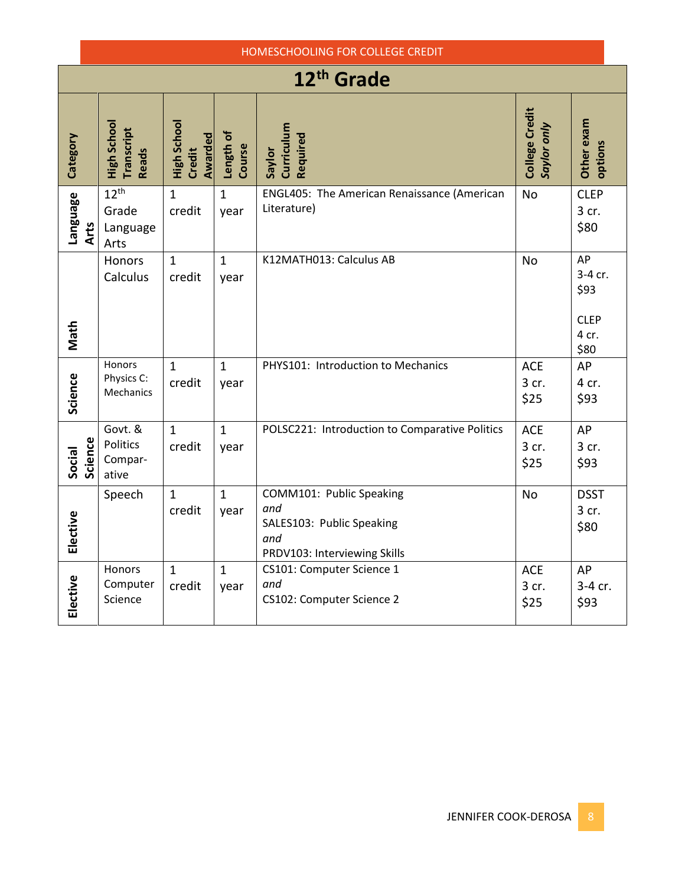## 12th Grade

| Category | High School Transcript Reads | High School Credit Awarded | Length of Course | Saylor Curriculum Required | College Credit *Saylor only* | Other exam options |
|---|---|---|---|---|---|---|
| Language Arts | 12th Grade Language Arts | 1 credit | 1 year | ENGL405: The American Renaissance (American Literature) | No | CLEP 3 cr. $80 |
| Math | Honors Calculus | 1 credit | 1 year | K12MATH013: Calculus AB | No | AP 3-4 cr. $93<br><br>CLEP 4 cr. $80 |
| Science | Honors Physics C: Mechanics | 1 credit | 1 year | PHYS101: Introduction to Mechanics | ACE 3 cr. $25 | AP 4 cr. $93 |
| Social Science | Govt. & Politics Compar-ative | 1 credit | 1 year | POLSC221: Introduction to Comparative Politics | ACE 3 cr. $25 | AP 3 cr. $93 |
| Elective | Speech | 1 credit | 1 year | COMM101: Public Speaking *and* SALES103: Public Speaking *and* PRDV103: Interviewing Skills | No | DSST 3 cr. $80 |
| Elective | Honors Computer Science | 1 credit | 1 year | CS101: Computer Science 1 *and* CS102: Computer Science 2 | ACE 3 cr. $25 | AP 3-4 cr. $93 |